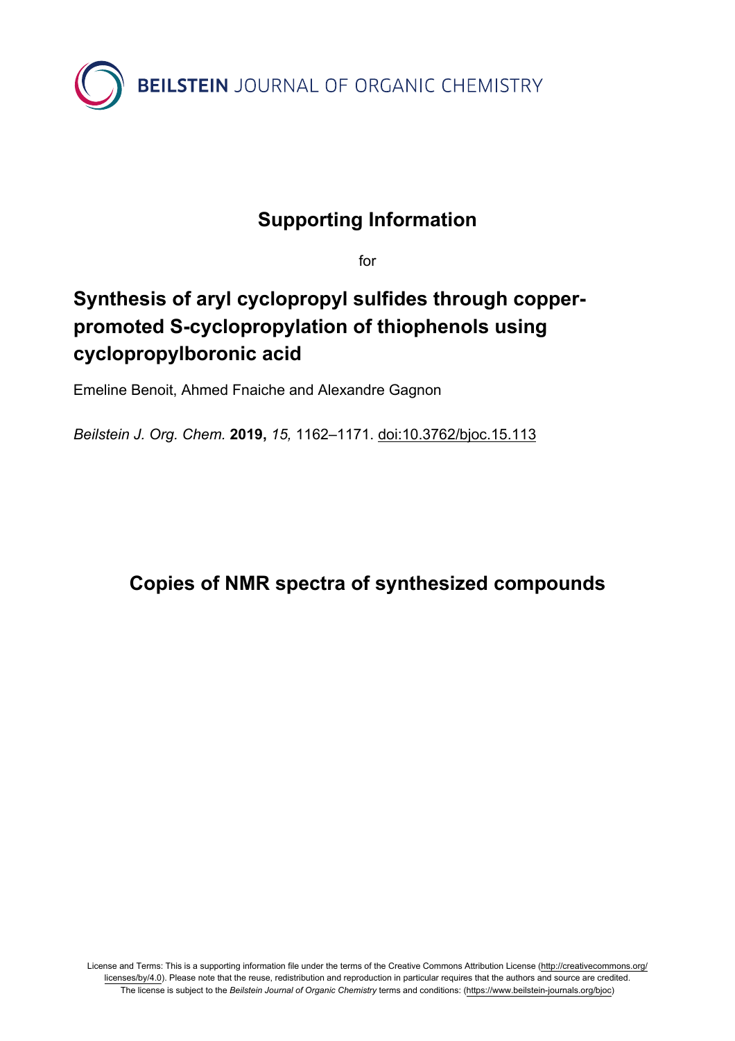BEILSTEIN JOURNAL OF ORGANIC CHEMISTRY

# Supporting Information

for

# Synthesis of aryl cyclopropyl sulfides through copper-promoted S-cyclopropylation of thiophenols using cyclopropylboronic acid

Emeline Benoit, Ahmed Fnaiche and Alexandre Gagnon

*Beilstein J. Org. Chem.* **2019,** *15,* 1162–1171. doi:10.3762/bjoc.15.113

## Copies of NMR spectra of synthesized compounds

License and Terms: This is a supporting information file under the terms of the Creative Commons Attribution License (http://creativecommons.org/licenses/by/4.0). Please note that the reuse, redistribution and reproduction in particular requires that the authors and source are credited. The license is subject to the *Beilstein Journal of Organic Chemistry* terms and conditions: (https://www.beilstein-journals.org/bjoc)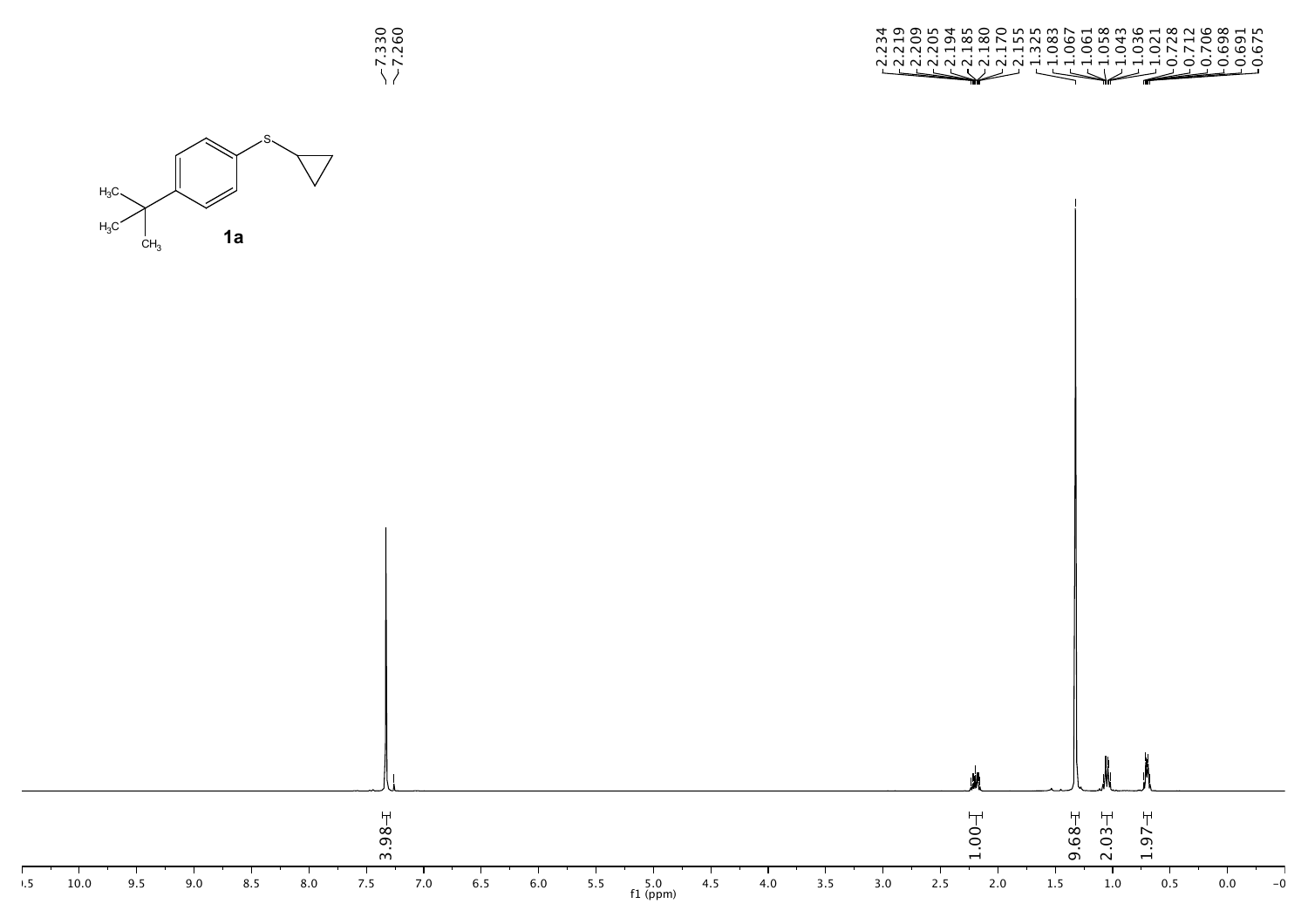1a

7.330
7.260

2.234
2.219
2.209
2.205
2.194
2.185
2.180
2.170
2.155
1.325
1.083
1.067
1.061
1.058
1.043
1.036
1.021
0.728
0.712
0.706
0.698
0.691
0.675

3.98
1.00
9.68
2.03
1.97

f1 (ppm)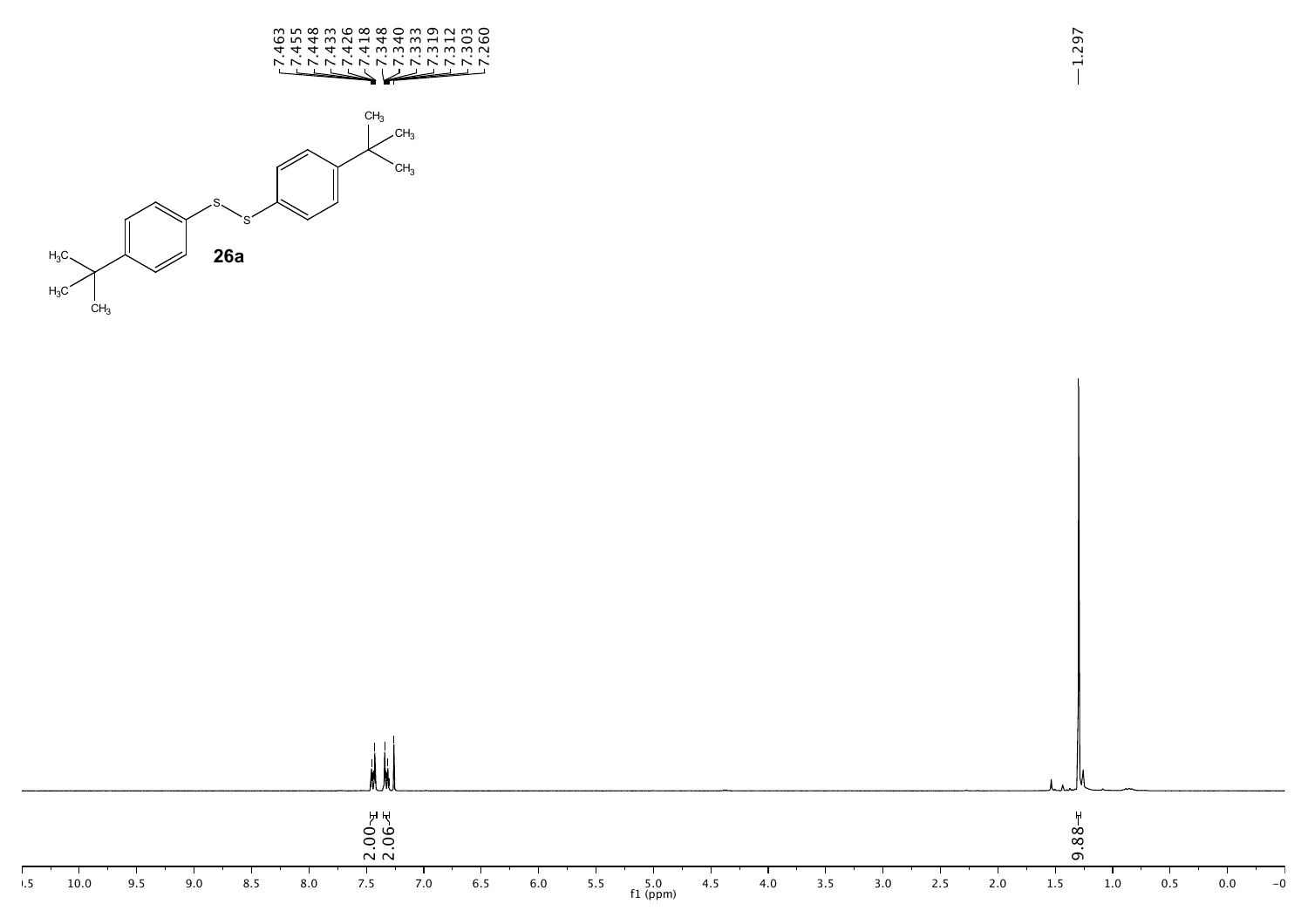7.463
7.455
7.448
7.433
7.426
7.418
7.348
7.340
7.333
7.319
7.312
7.303
7.260

1.297

**26a**

2.00
2.06

9.88

f1 (ppm)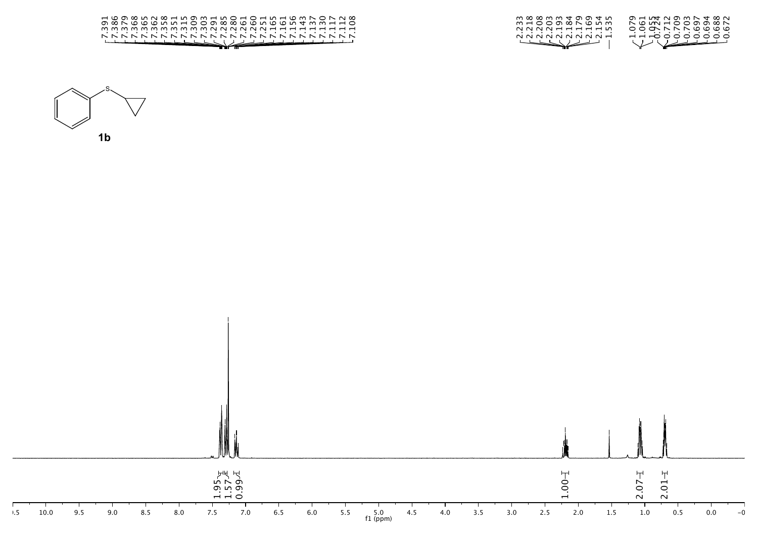7.391
7.386
7.379
7.368
7.365
7.362
7.358
7.351
7.315
7.309
7.303
7.291
7.285
7.280
7.261
7.260
7.251
7.165
7.161
7.156
7.143
7.137
7.130
7.117
7.112
7.108

2.233
2.218
2.208
2.203
2.193
2.184
2.179
2.169
2.154
1.535

1.079
1.061
1.055
0.724
0.712
0.709
0.703
0.697
0.694
0.688
0.672

**1b**

1.95
1.57
0.99

1.00

2.07

2.01

f1 (ppm)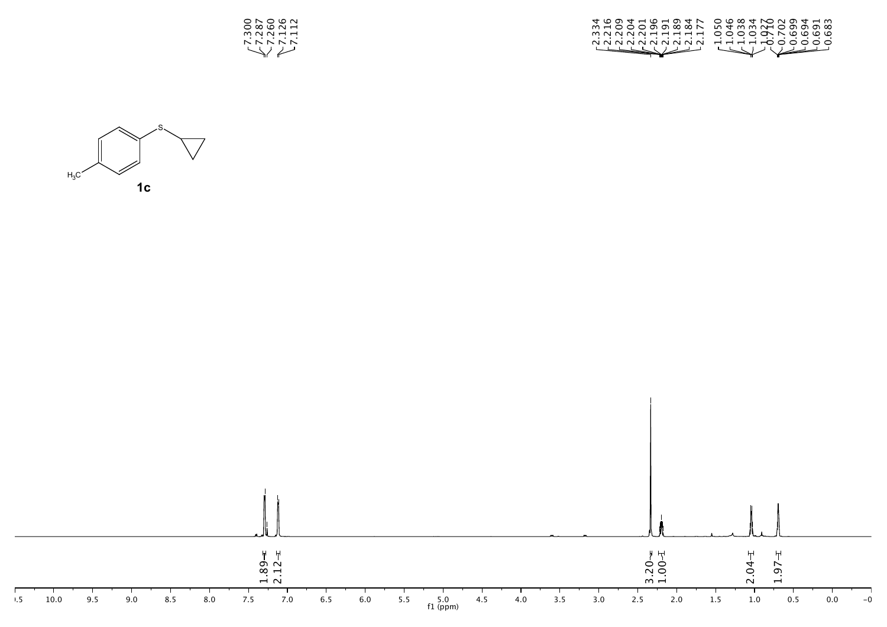7.300
7.287
7.260
7.126
7.112

2.334
2.216
2.209
2.204
2.201
2.196
2.191
2.189
2.184
2.177

1.050
1.046
1.038
1.034
0.927
0.710
0.702
0.699
0.694
0.691
0.683

$H_3C$

S

**1c**

1.89
2.12
3.20
1.00
2.04
1.97

.5 10.0 9.5 9.0 8.5 8.0 7.5 7.0 6.5 6.0 5.5 5.0 4.5 4.0 3.5 3.0 2.5 2.0 1.5 1.0 0.5 0.0 -0

f1 (ppm)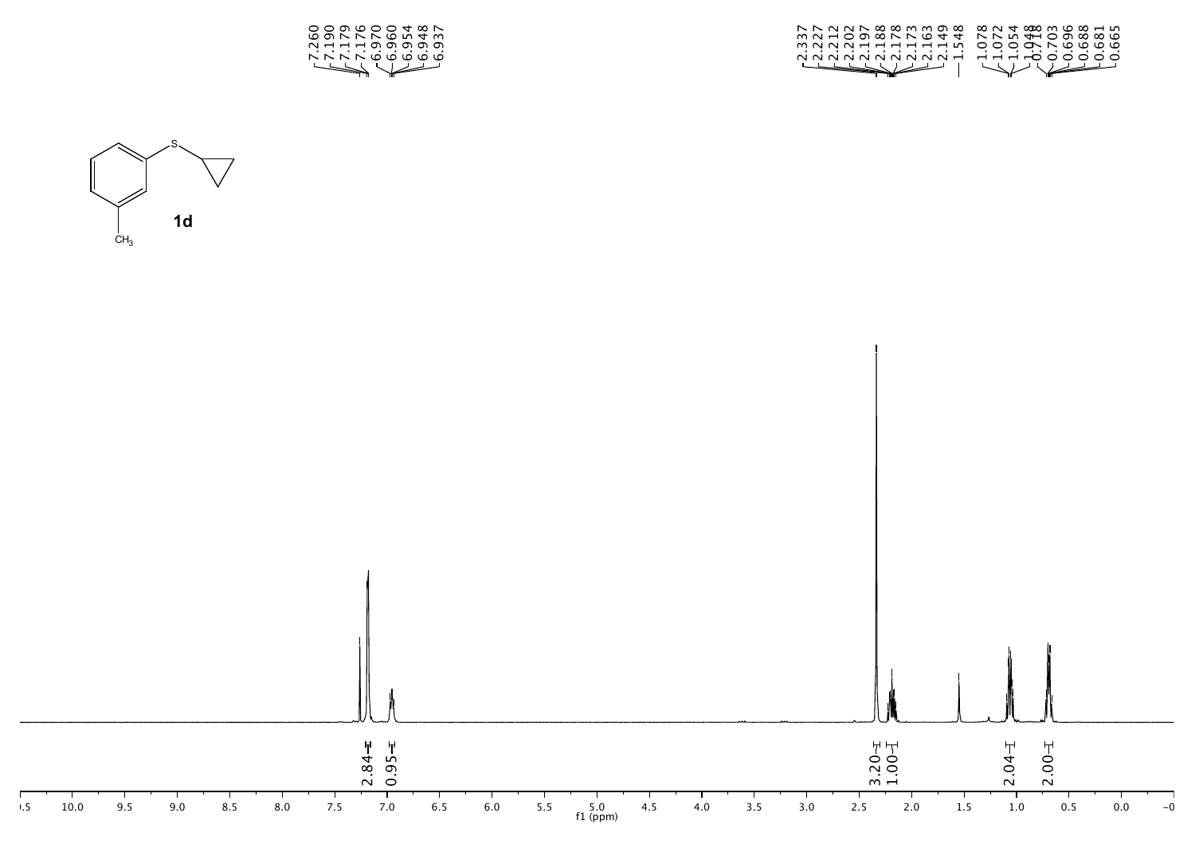7.260
7.190
7.179
7.176
6.970
6.960
6.954
6.948
6.937

2.337
2.227
2.212
2.202
2.197
2.188
2.178
2.173
2.163
2.149
1.548
1.078
1.072
1.054
1.048
0.718
0.703
0.696
0.688
0.681
0.665

1d

2.84
0.95
3.20
1.00
2.04
2.00

f1 (ppm)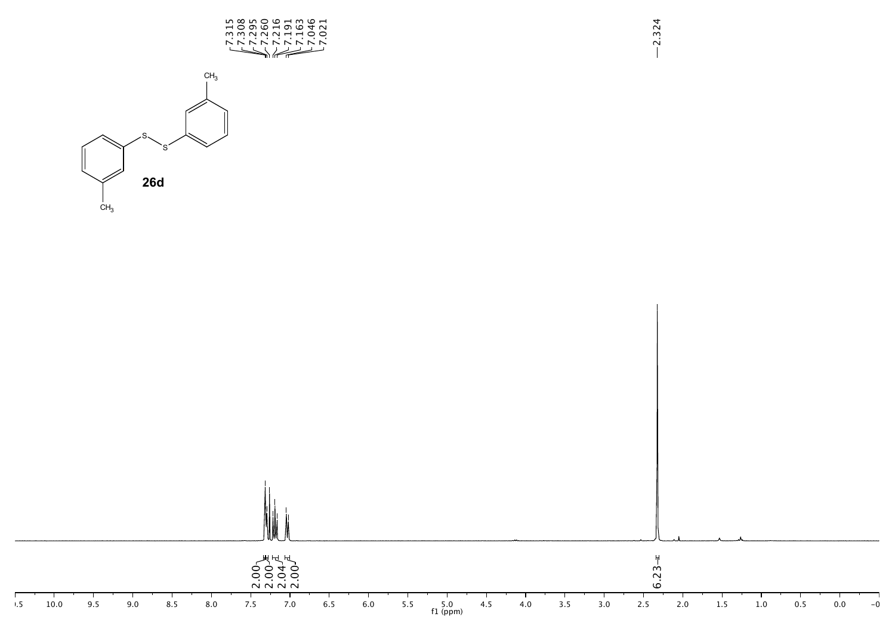7.315
7.308
7.295
7.260
7.216
7.191
7.163
7.046
7.021

2.324

**26d**

2.00
2.00
2.04
2.00

6.23

f1 (ppm)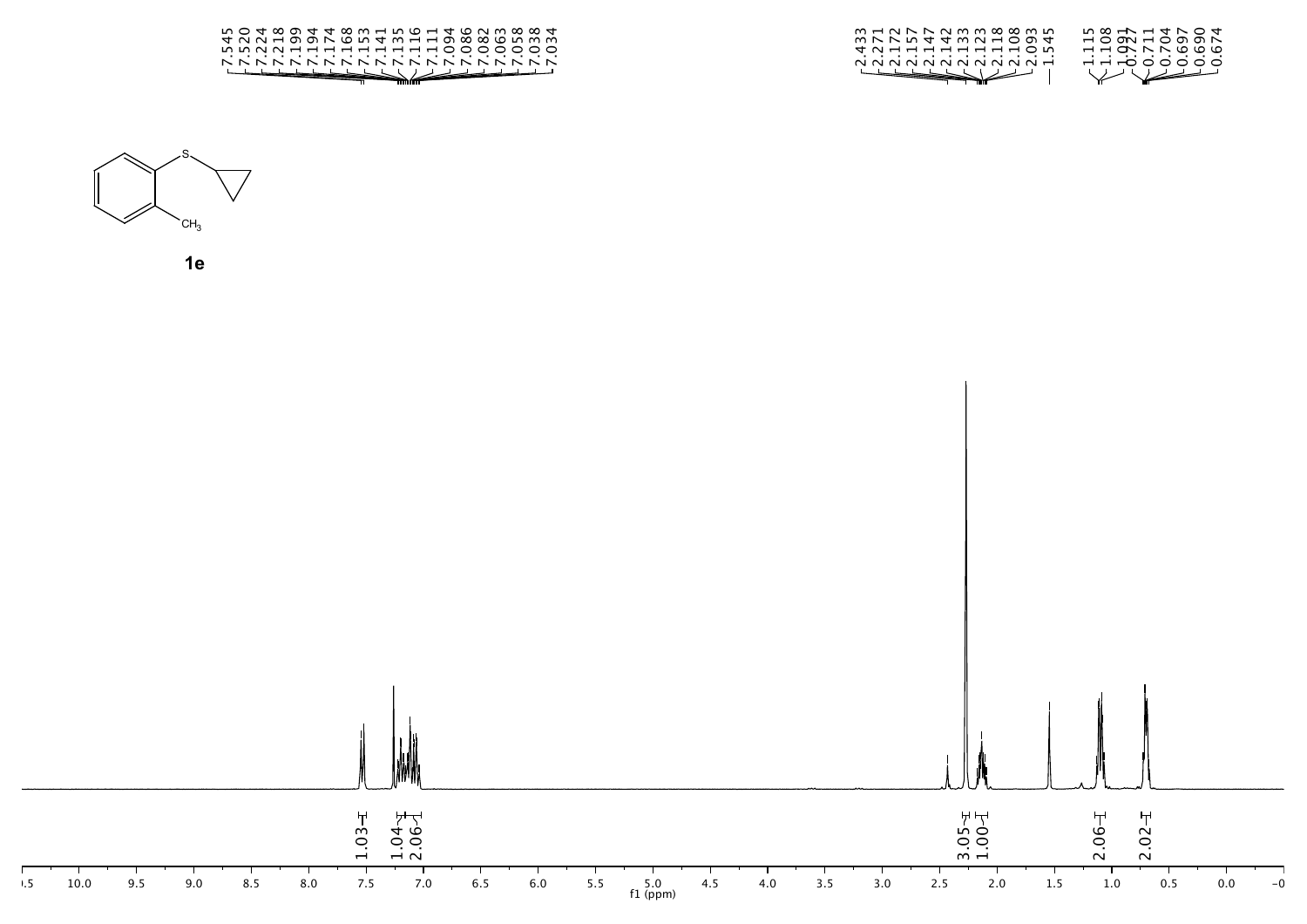7.545
7.520
7.224
7.218
7.199
7.194
7.174
7.168
7.153
7.141
7.135
7.116
7.111
7.094
7.086
7.082
7.063
7.058
7.038
7.034

2.433
2.271
2.172
2.157
2.147
2.142
2.133
2.123
2.118
2.108
2.093
1.545

1.115
1.108
1.091
0.727
0.711
0.704
0.697
0.690
0.674

**1e**

1.03
1.04
2.06

3.05
1.00

2.06

2.02

f1 (ppm)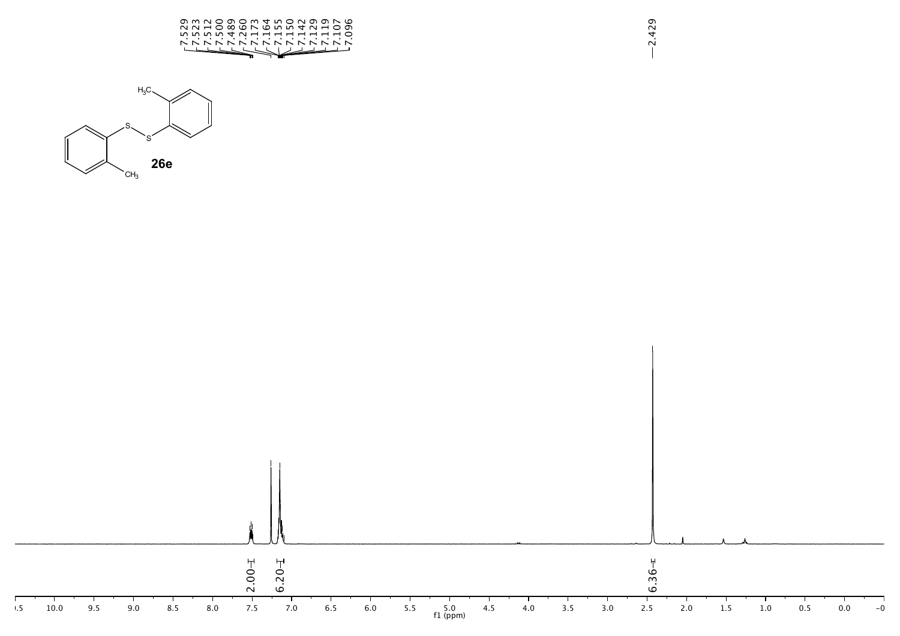7.529
7.523
7.512
7.500
7.489
7.260
7.173
7.164
7.155
7.150
7.142
7.129
7.119
7.107
7.096

2.429

$H_3C$

S

S

$CH_3$

**26e**

2.00

6.20

6.36

10.5 10.0 9.5 9.0 8.5 8.0 7.5 7.0 6.5 6.0 5.5 5.0 4.5 4.0 3.5 3.0 2.5 2.0 1.5 1.0 0.5 0.0 −0

f1 (ppm)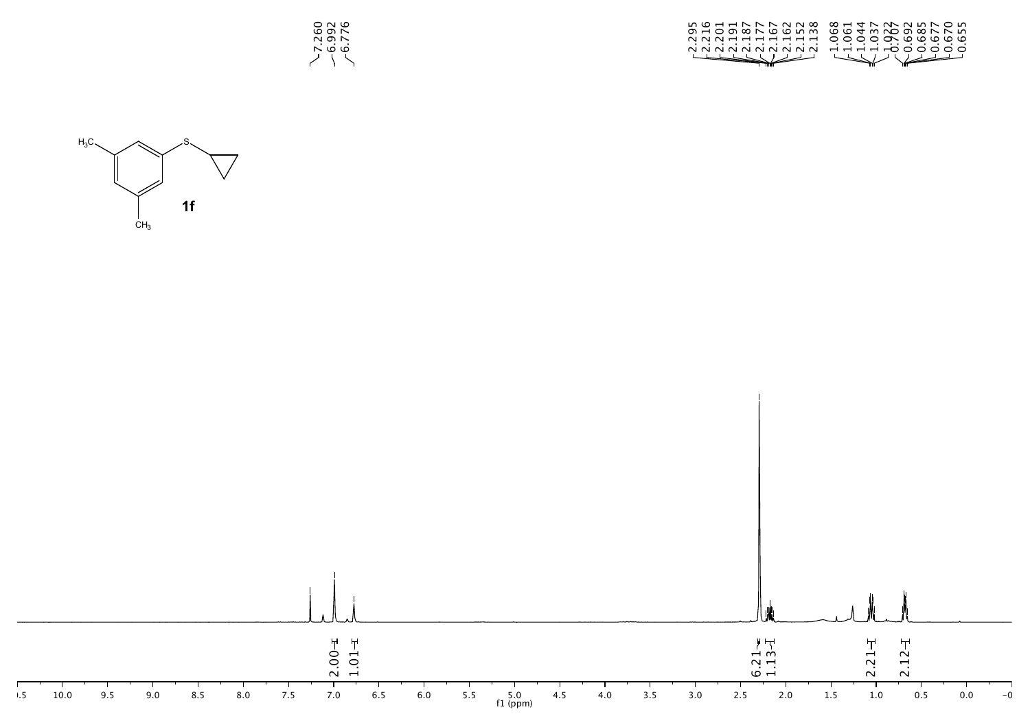7.260
6.992
6.776

2.295
2.216
2.201
2.191
2.187
2.177
2.167
2.162
2.152
2.138

1.068
1.061
1.044
1.037
0.707
0.692
0.685
0.677
0.670
0.655

**1f**

2.00
1.01

6.21
1.13

2.21
2.12

f1 (ppm)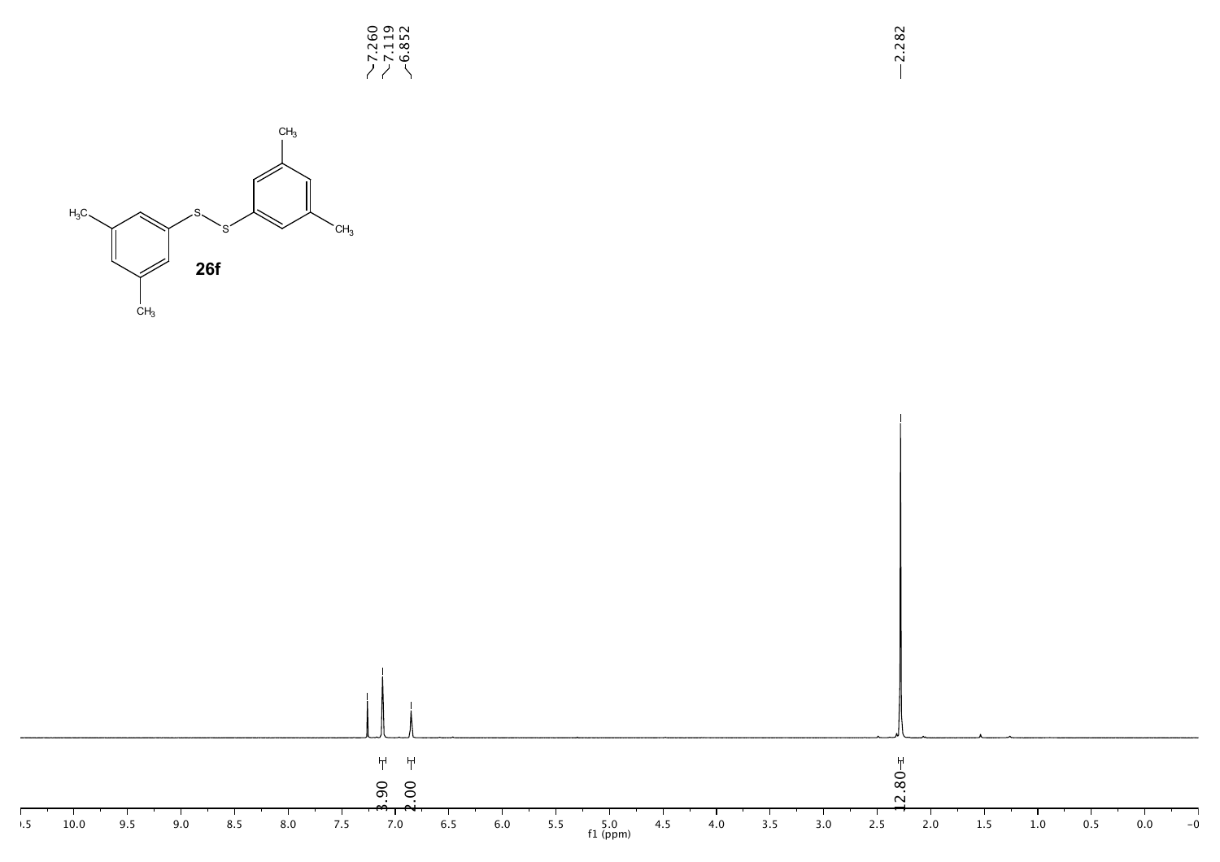7.260
7.119
6.852

2.282

26f

3.90 2.00 12.80

10.0 9.5 9.0 8.5 8.0 7.5 7.0 6.5 6.0 5.5 5.0 4.5 4.0 3.5 3.0 2.5 2.0 1.5 1.0 0.5 0.0

f1 (ppm)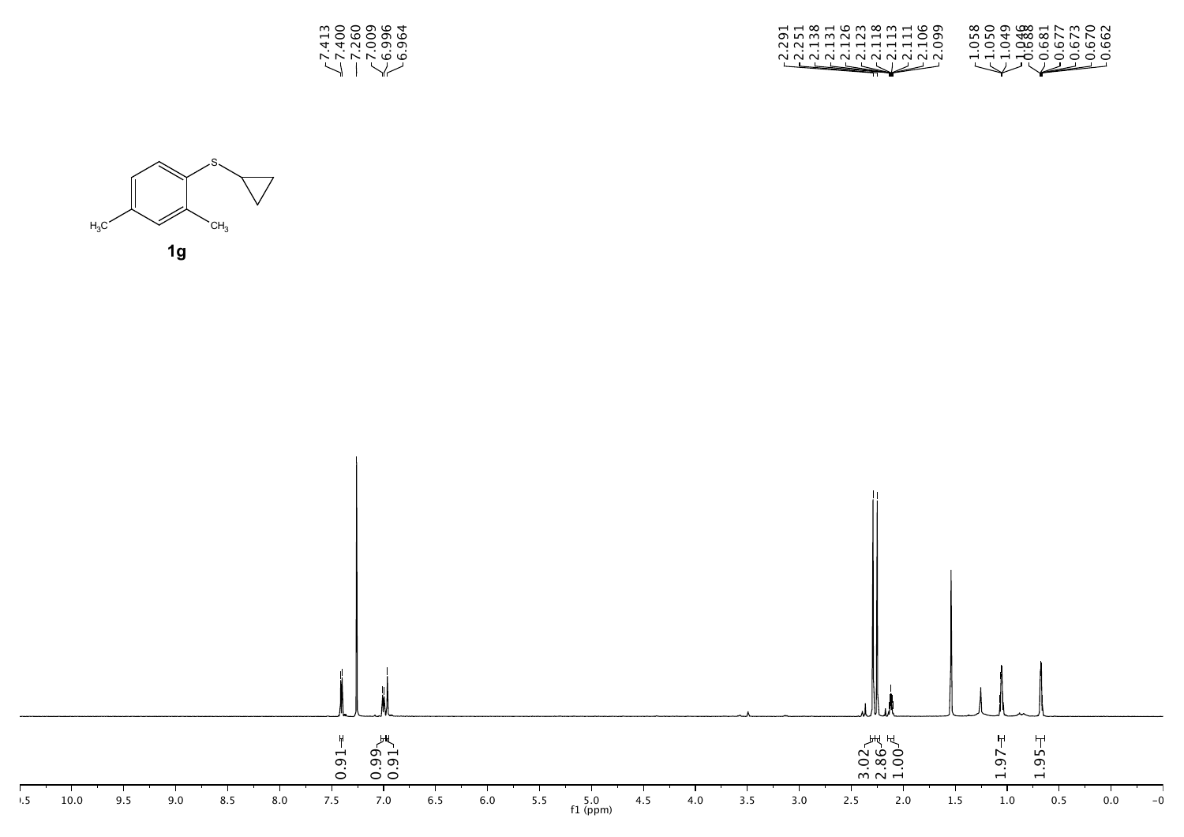7.413
7.400
7.260
7.009
6.996
6.964

2.291
2.251
2.138
2.131
2.126
2.123
2.118
2.113
2.111
2.106
2.099

1.058
1.050
1.049
1.046
0.688
0.681
0.677
0.673
0.670
0.662

**1g**

0.91
0.99
0.91

3.02
2.86
1.00

1.97

1.95

f1 (ppm)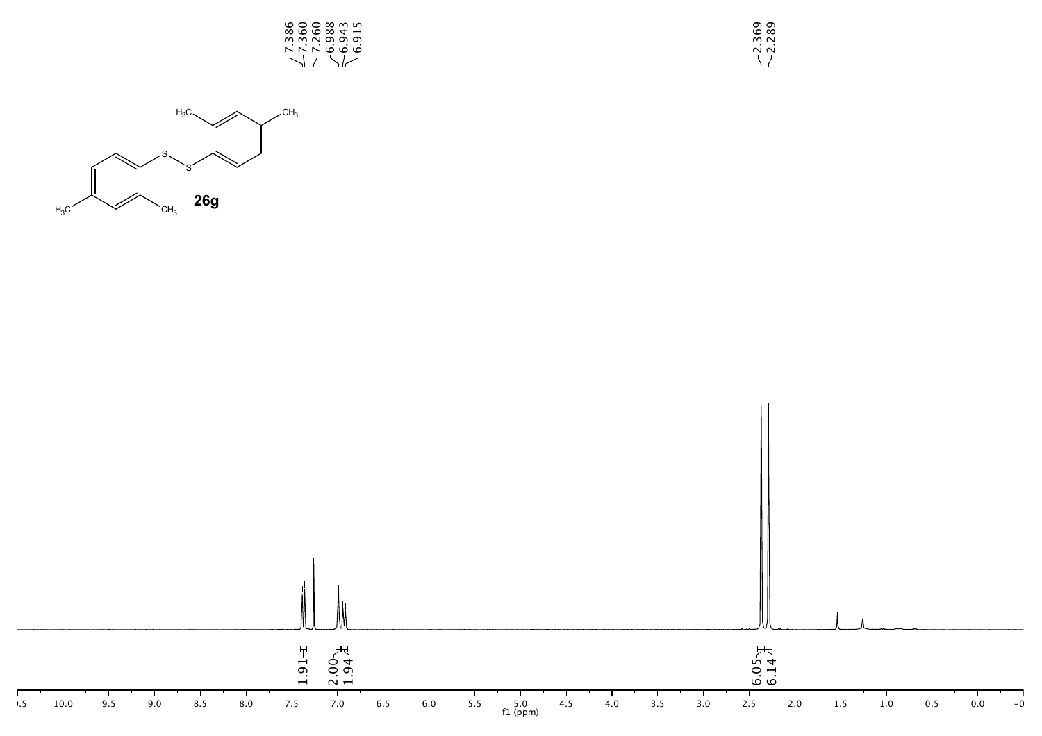7.386
7.360
7.260
6.988
6.943
6.915

2.369
2.289

**26g**

1.91
2.00
1.94

6.05
6.14

f1 (ppm)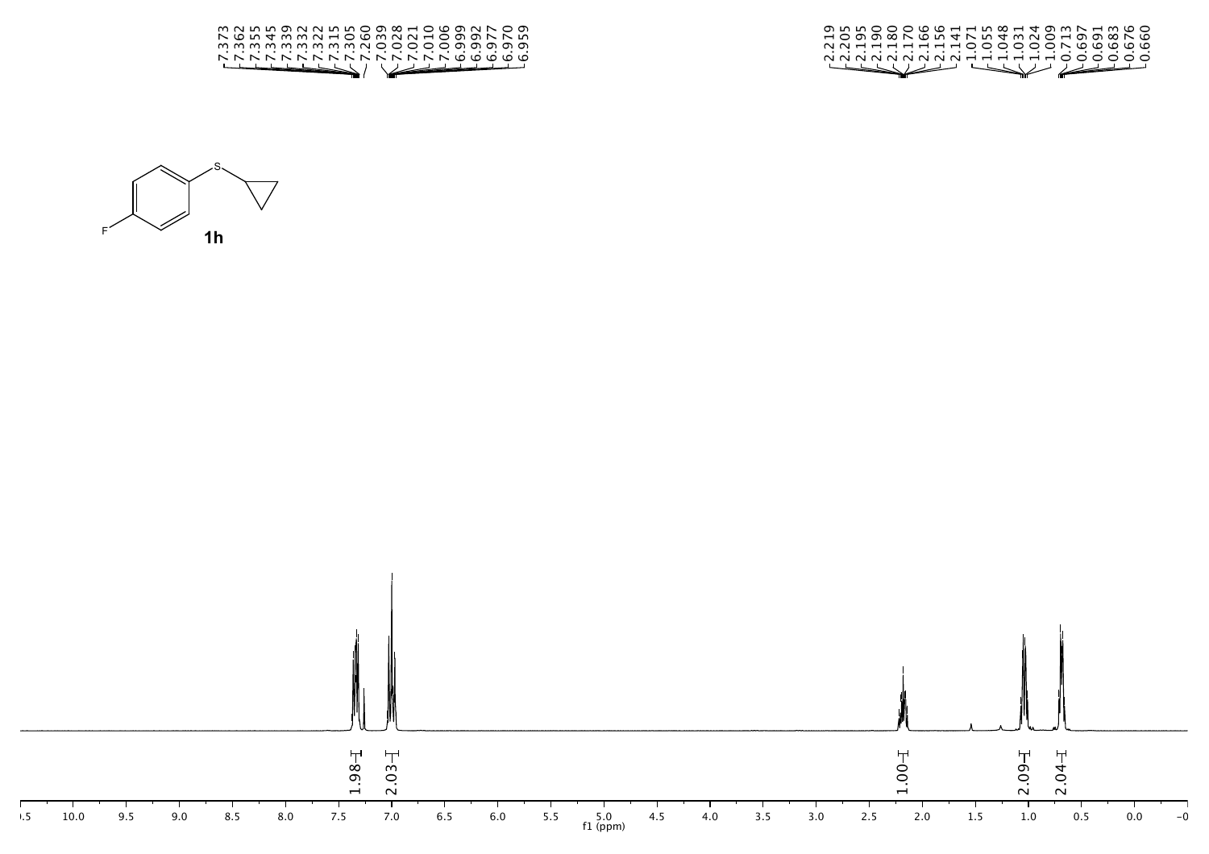7.373
7.362
7.355
7.345
7.339
7.332
7.322
7.315
7.305
7.260
7.039
7.028
7.021
7.010
7.006
6.999
6.992
6.977
6.970
6.959

2.219
2.205
2.195
2.190
2.180
2.170
2.166
2.156
2.141
1.071
1.055
1.048
1.031
1.024
1.009
0.713
0.697
0.691
0.683
0.676
0.660

**1h**

1.98
2.03
1.00
2.09
2.04

f1 (ppm)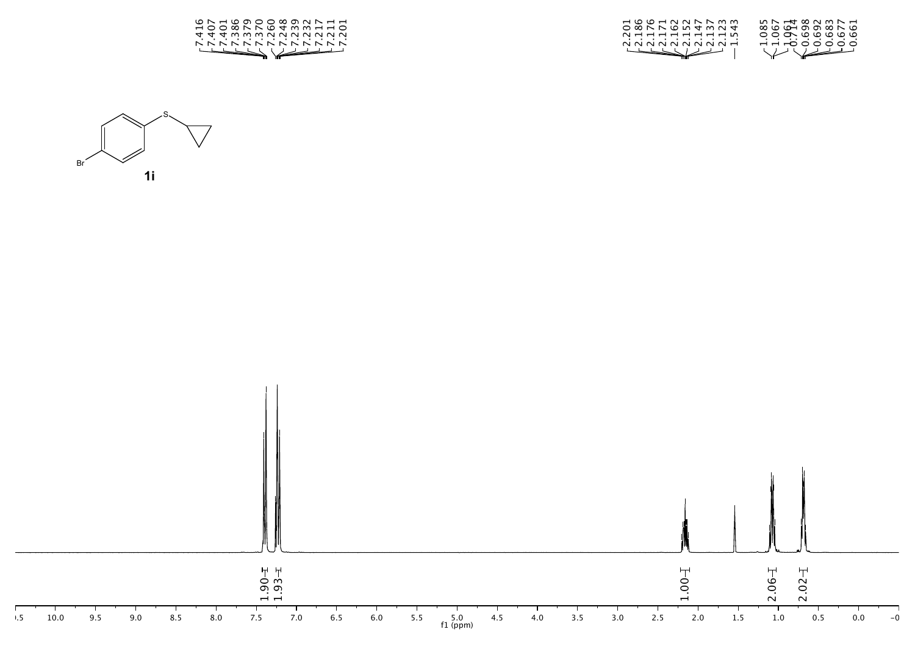7.416
7.407
7.401
7.386
7.379
7.370
7.260
7.248
7.239
7.232
7.217
7.211
7.201

2.201
2.186
2.176
2.171
2.162
2.152
2.147
2.137
2.123
1.543

1.085
1.067
1.061
0.714
0.698
0.692
0.683
0.677
0.661

Br S

**1i**

1.90 1.93 1.00 2.06 2.02

10.5 10.0 9.5 9.0 8.5 8.0 7.5 7.0 6.5 6.0 5.5 5.0 4.5 4.0 3.5 3.0 2.5 2.0 1.5 1.0 0.5 0.0 -0

f1 (ppm)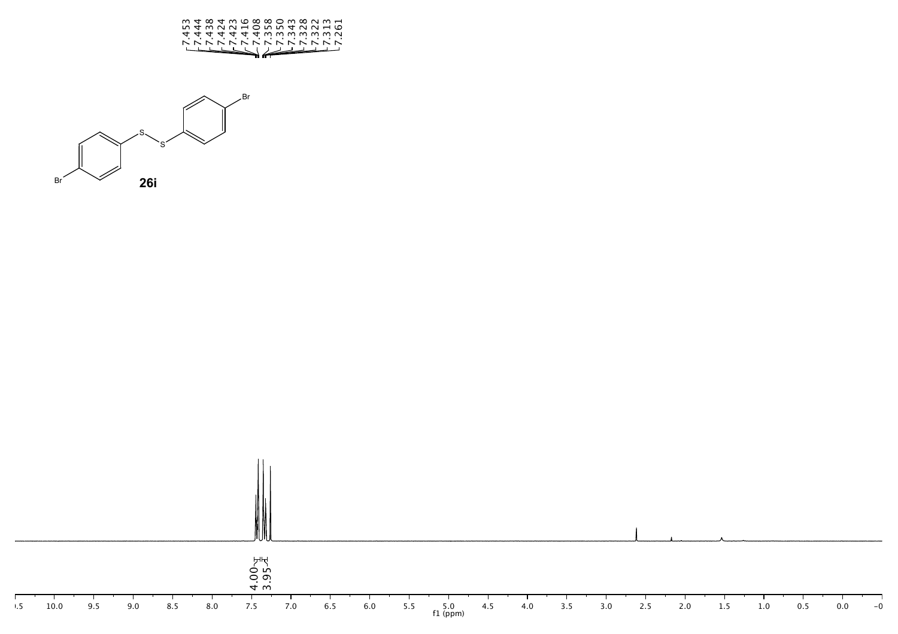7.453
7.444
7.438
7.424
7.423
7.416
7.408
7.358
7.350
7.343
7.328
7.322
7.313
7.261

**26i**

4.00
3.95

f1 (ppm)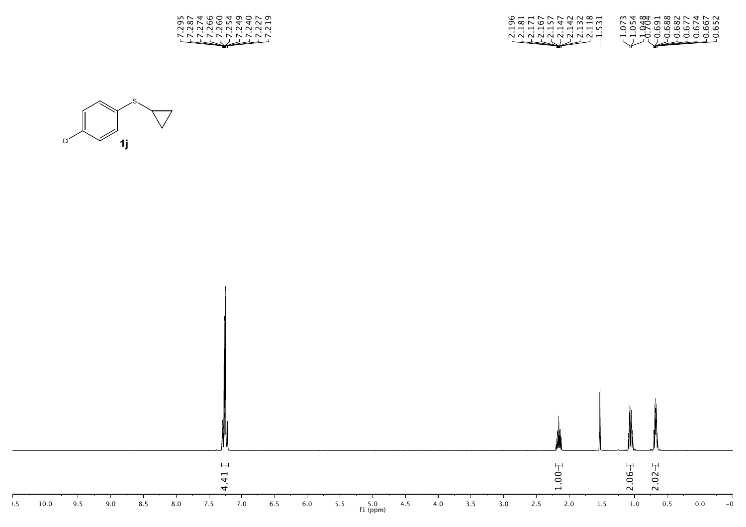7.295
7.287
7.274
7.266
7.260
7.254
7.249
7.240
7.227
7.219

2.196
2.181
2.171
2.167
2.157
2.147
2.142
2.132
2.118
1.531

1.073
1.054
1.048
0.704
0.691
0.688
0.682
0.677
0.674
0.667
0.652

1j

4.41

1.00

2.06

2.02

f1 (ppm)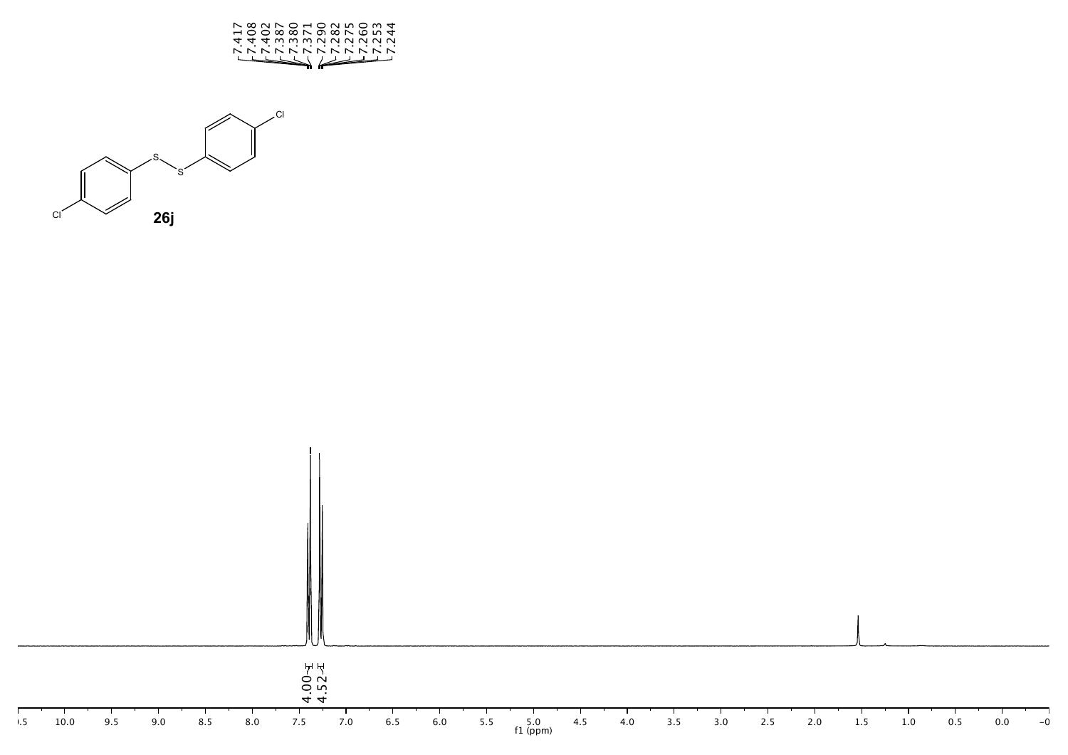7.417
7.408
7.402
7.387
7.380
7.371
7.290
7.282
7.275
7.260
7.253
7.244

26j

4.00
4.52

f1 (ppm)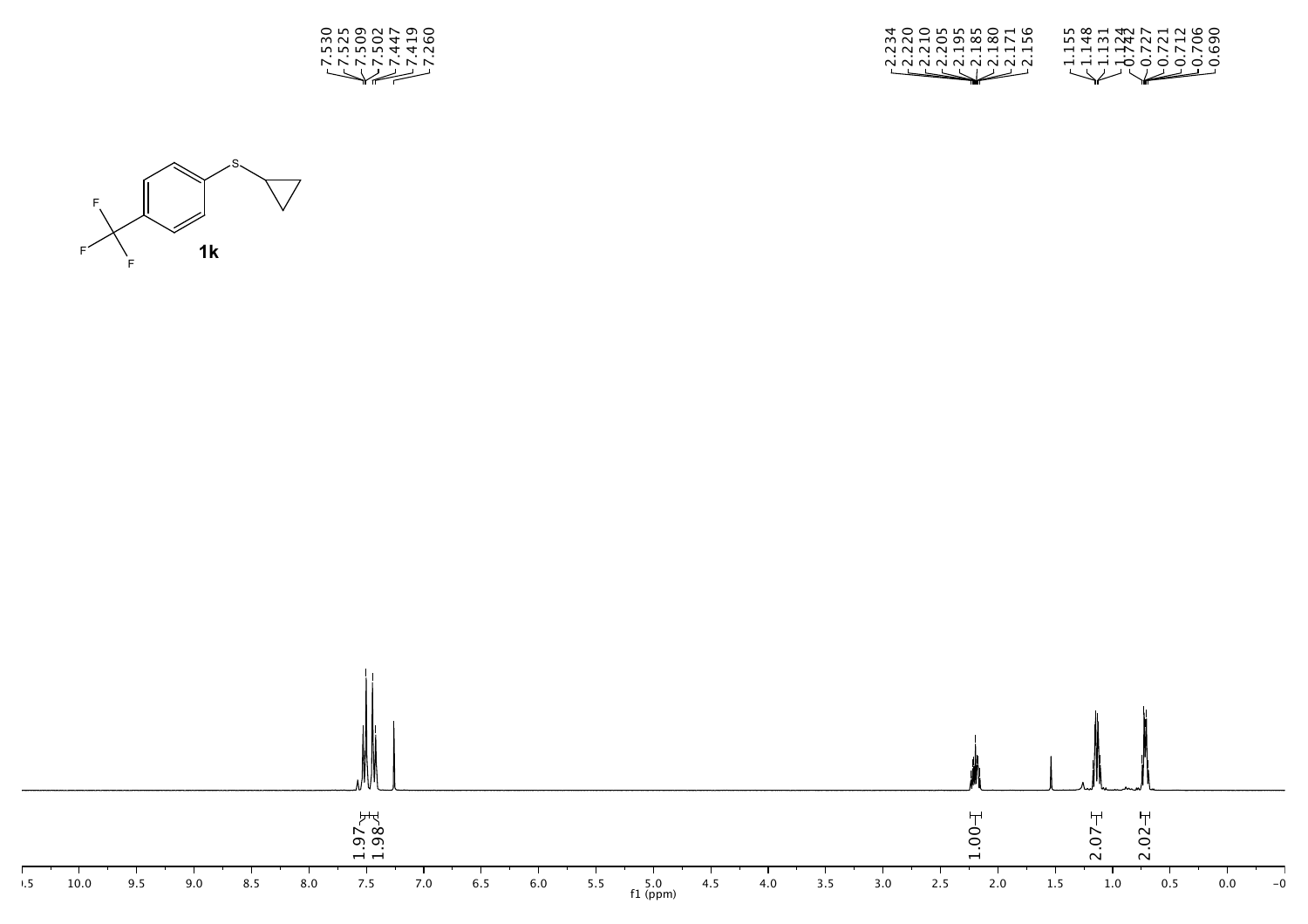7.530
7.525
7.509
7.502
7.447
7.419
7.260

2.234
2.220
2.210
2.205
2.195
2.185
2.180
2.171
2.156

1.155
1.148
1.131
1.124
0.742
0.727
0.721
0.712
0.706
0.690

**1k**

1.97
1.98

1.00

2.07

2.02

f1 (ppm)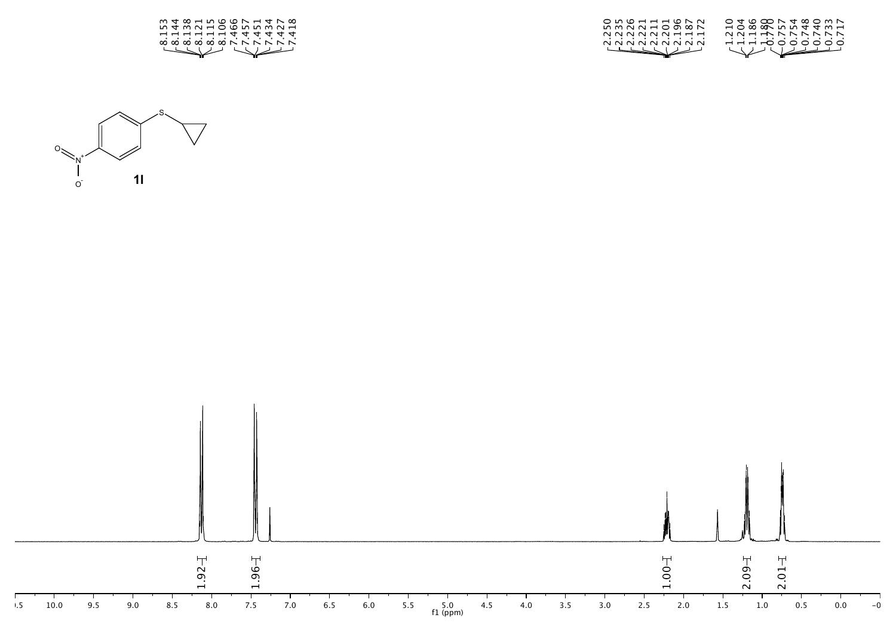8.153
8.144
8.138
8.121
8.115
8.106
7.466
7.457
7.451
7.434
7.427
7.418

2.250
2.235
2.226
2.221
2.211
2.201
2.196
2.187
2.172

1.210
1.204
1.186
1.180
0.770
0.757
0.754
0.748
0.740
0.733
0.717

**1l**

1.92
1.96
1.00
2.09
2.01

f1 (ppm)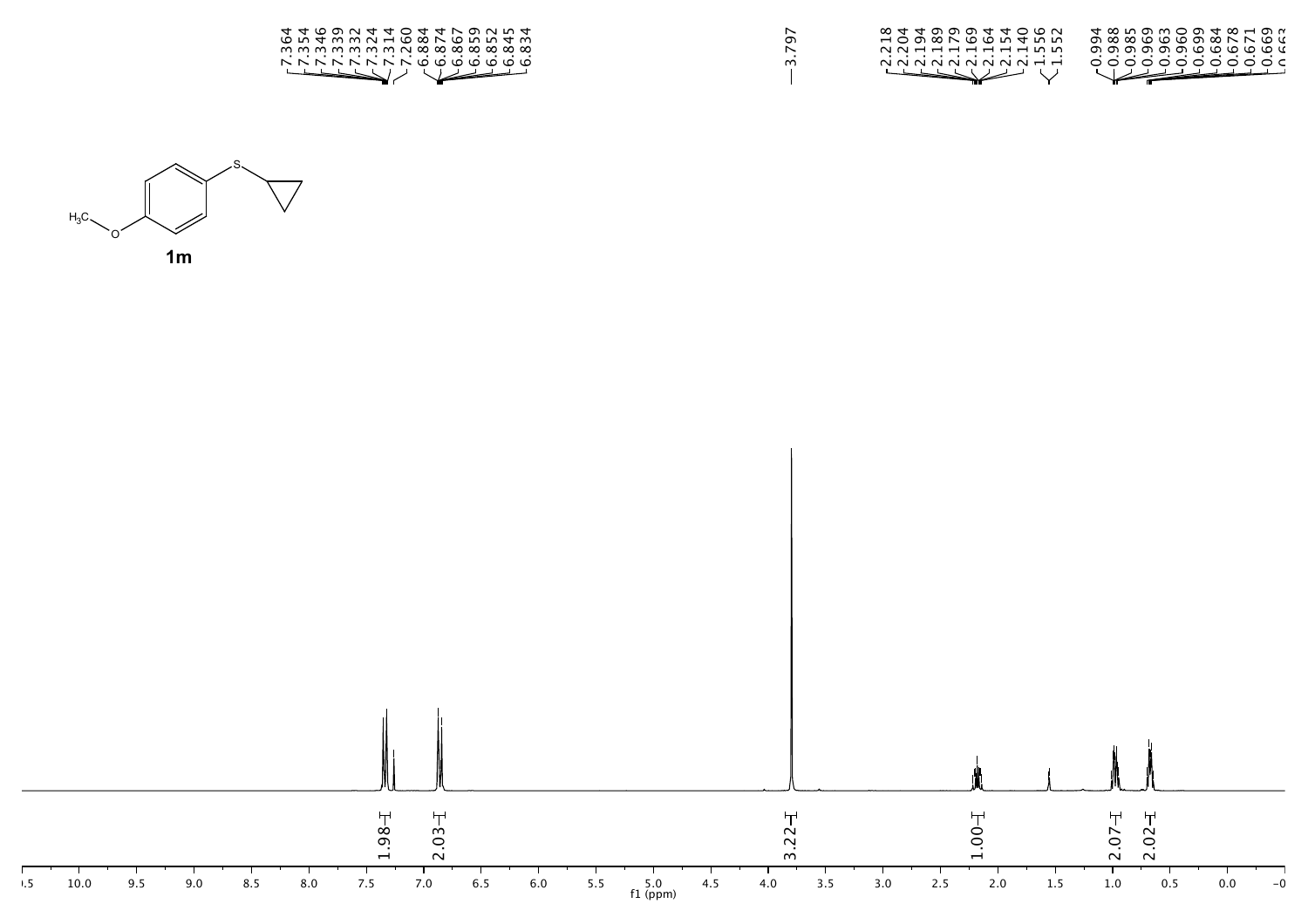7.364
7.354
7.346
7.339
7.332
7.324
7.314
7.260
6.884
6.874
6.867
6.859
6.852
6.845
6.834

3.797

2.218
2.204
2.194
2.189
2.179
2.169
2.164
2.154
2.140
1.556
1.552

0.994
0.988
0.985
0.969
0.963
0.960
0.699
0.684
0.678
0.671
0.669
0.663

$H_3C$ O S

**1m**

1.98 2.03 3.22 1.00 2.07 2.02

10.5 10.0 9.5 9.0 8.5 8.0 7.5 7.0 6.5 6.0 5.5 5.0 4.5 4.0 3.5 3.0 2.5 2.0 1.5 1.0 0.5 0.0 -0

f1 (ppm)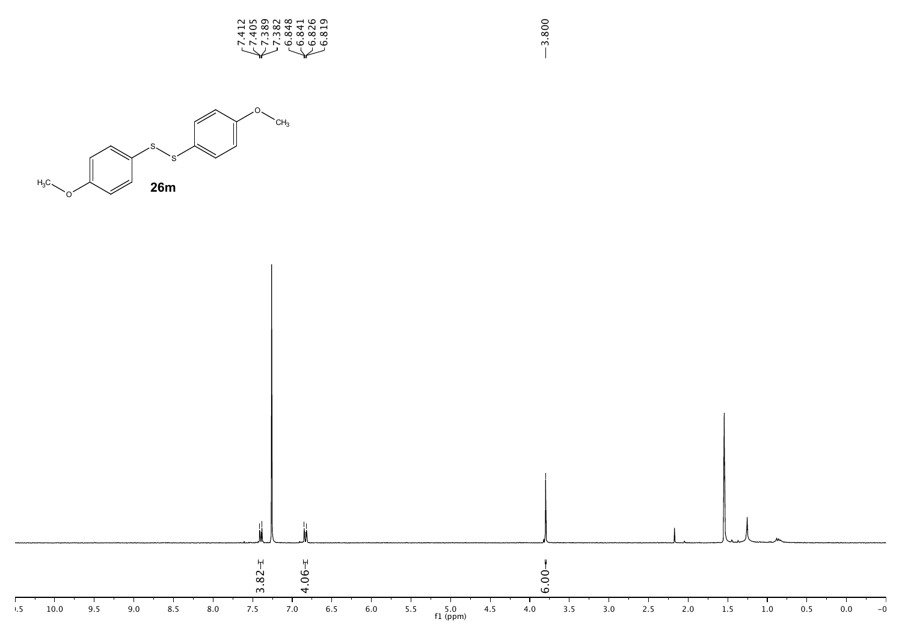7.412
7.405
7.389
7.382
6.848
6.841
6.826
6.819

3.800

**26m**

3.82
4.06
6.00

f1 (ppm)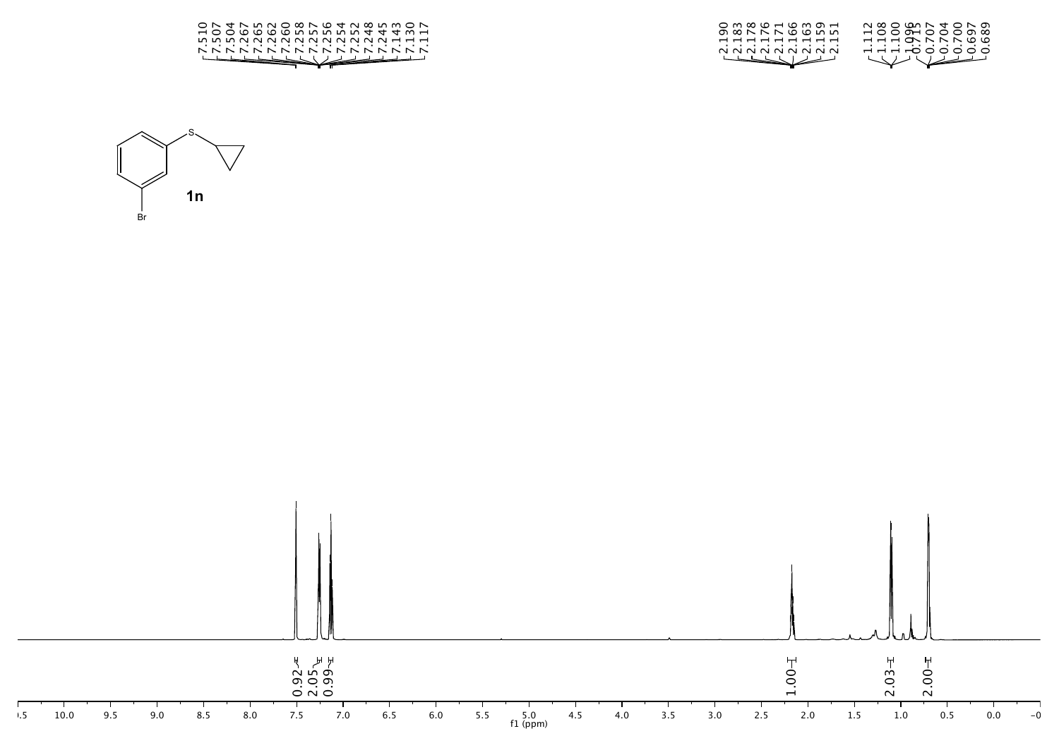7.510
7.507
7.504
7.267
7.265
7.262
7.260
7.258
7.257
7.256
7.254
7.252
7.248
7.245
7.143
7.130
7.117

2.190
2.183
2.178
2.176
2.171
2.166
2.163
2.159
2.151

1.112
1.108
1.100
1.096
0.715
0.707
0.704
0.700
0.697
0.689

**1n**

0.92
2.05
0.99

1.00

2.03

2.00

f1 (ppm)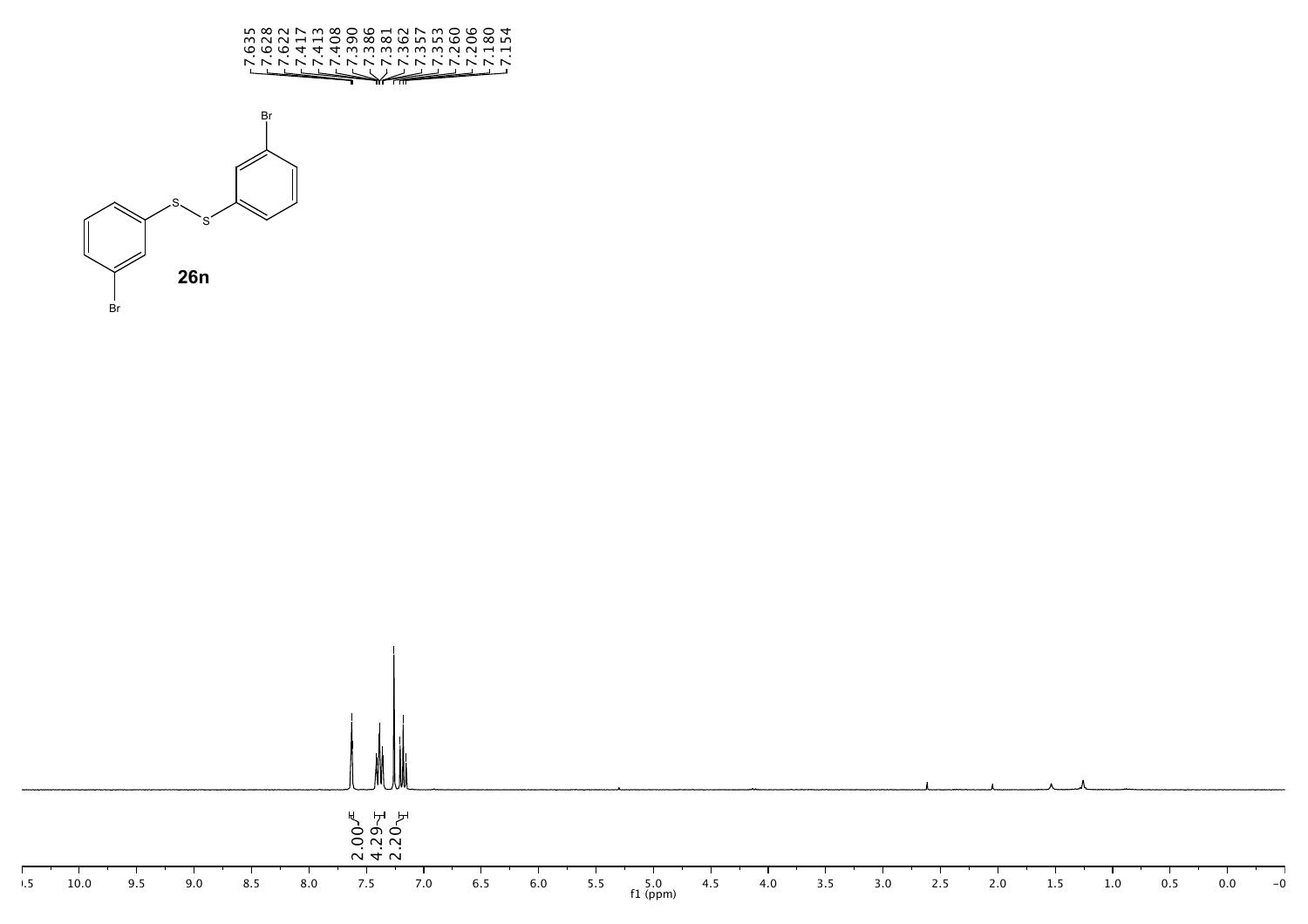7.635
7.628
7.622
7.417
7.413
7.408
7.390
7.386
7.381
7.362
7.357
7.353
7.260
7.206
7.180
7.154

**26n**

2.00
4.29
2.20

f1 (ppm)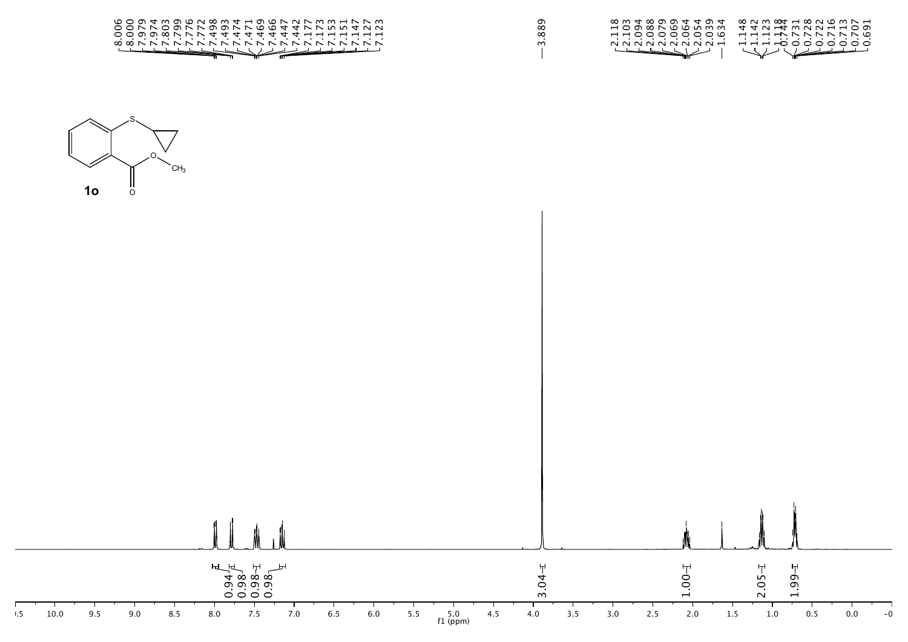8.006
8.000
7.979
7.974
7.803
7.799
7.776
7.772
7.498
7.493
7.474
7.471
7.469
7.466
7.447
7.442
7.177
7.173
7.153
7.151
7.147
7.127
7.123

3.889

2.118
2.103
2.094
2.088
2.079
2.069
2.064
2.054
2.039
1.634

1.148
1.142
1.123
1.118
0.744
0.731
0.728
0.722
0.716
0.713
0.707
0.691

**1o**

0.94 0.98 0.98 0.98 3.04 1.00 2.05 1.99

10.0 9.5 9.0 8.5 8.0 7.5 7.0 6.5 6.0 5.5 5.0 4.5 4.0 3.5 3.0 2.5 2.0 1.5 1.0 0.5 0.0

f1 (ppm)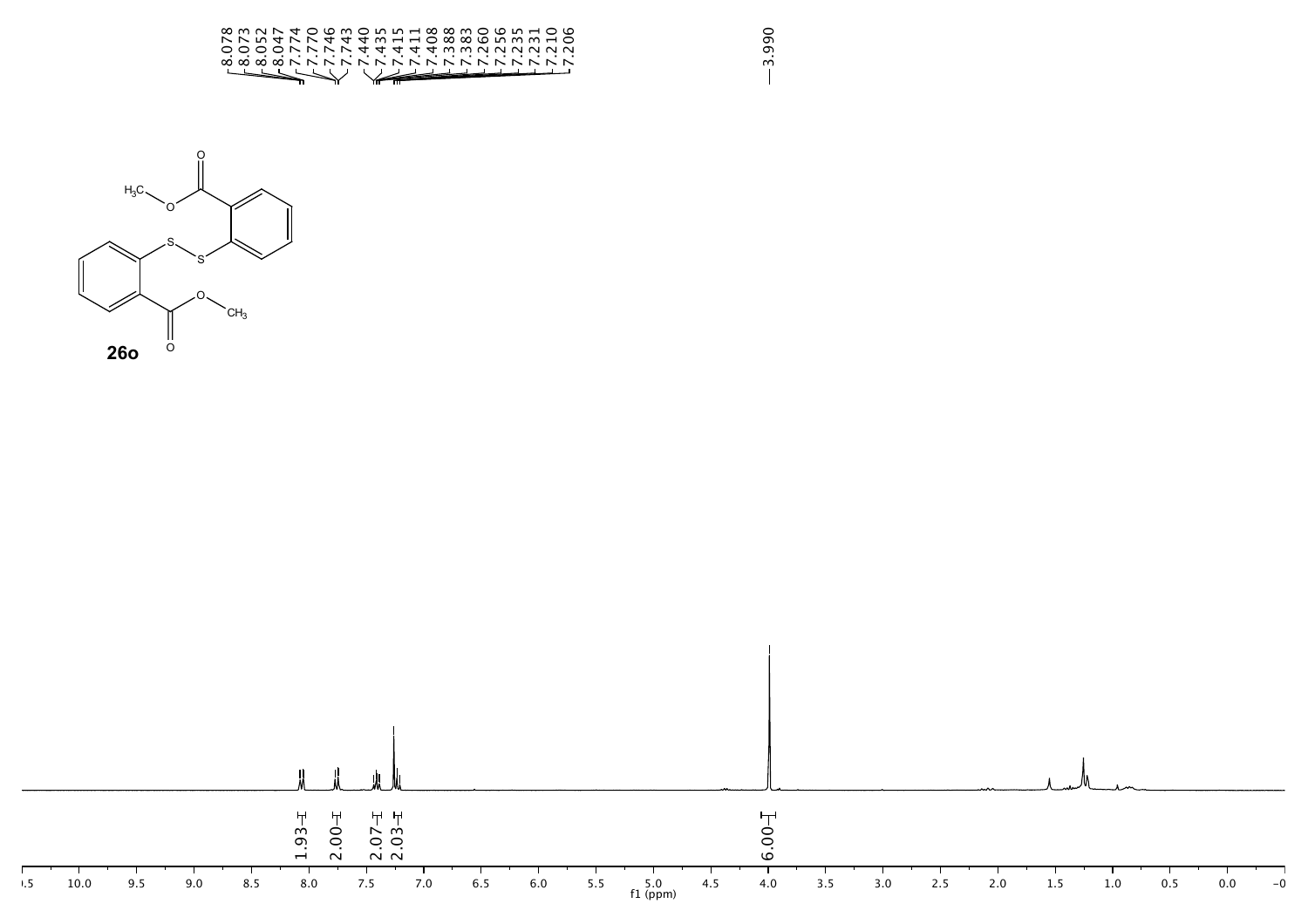8.078
8.073
8.052
8.047
7.774
7.770
7.746
7.743
7.440
7.435
7.415
7.411
7.408
7.388
7.383
7.260
7.256
7.235
7.231
7.210
7.206

3.990

26o

1.93
2.00
2.07
2.03

6.00

10.5 10.0 9.5 9.0 8.5 8.0 7.5 7.0 6.5 6.0 5.5 5.0 4.5 4.0 3.5 3.0 2.5 2.0 1.5 1.0 0.5 0.0 -0

f1 (ppm)